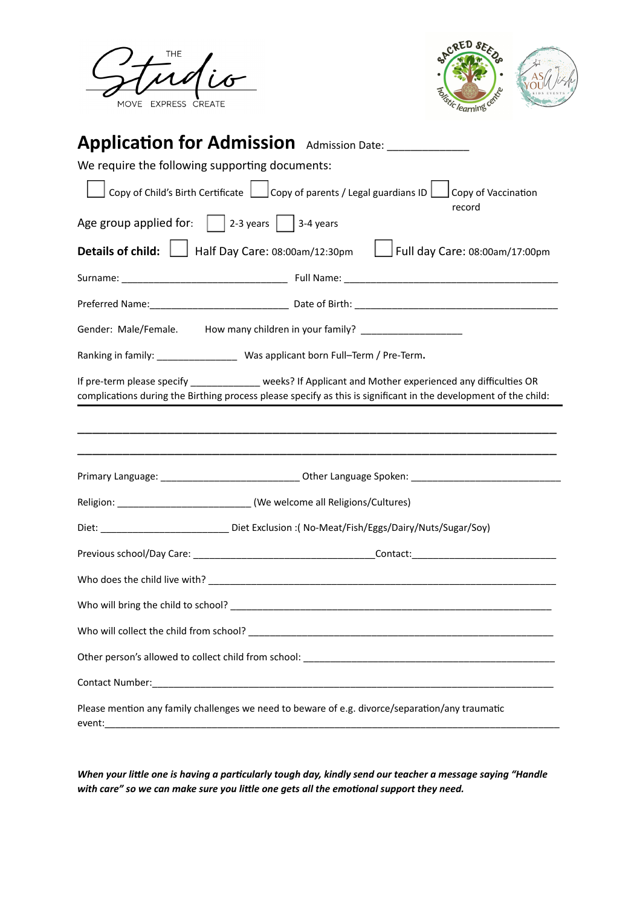THE Studio
MOVE EXPRESS CREATE

SACRED SEEDS holistic learning centre

AS YOU Wish KIDS EVENTS

# Application for Admission

Admission Date: _____________

We require the following supporting documents:

☐ Copy of Child's Birth Certificate ☐ Copy of parents / Legal guardians ID ☐ Copy of Vaccination record

Age group applied for: ☐ 2-3 years ☐ 3-4 years

**Details of child:** ☐ Half Day Care: 08:00am/12:30pm ☐ Full day Care: 08:00am/17:00pm

Surname: ______________________________ Full Name: ________________________________________

Preferred Name:__________________________ Date of Birth: ______________________________________

Gender: Male/Female. How many children in your family? __________________

Ranking in family: _______________ Was applicant born Full–Term / Pre-Term.

If pre-term please specify ____________ weeks? If Applicant and Mother experienced any difficulties OR complications during the Birthing process please specify as this is significant in the development of the child:

_______________________________________________________________________________

_______________________________________________________________________________

Primary Language: _________________________ Other Language Spoken: ___________________________

Religion: ________________________ (We welcome all Religions/Cultures)

Diet: _______________________ Diet Exclusion :( No-Meat/Fish/Eggs/Dairy/Nuts/Sugar/Soy)

Previous school/Day Care: __________________________________Contact:___________________________

Who does the child live with? ___________________________________________________________________

Who will bring the child to school? _______________________________________________________________

Who will collect the child from school? ____________________________________________________________

Other person's allowed to collect child from school: _______________________________________________

Contact Number:_______________________________________________________________________________

Please mention any family challenges we need to beware of e.g. divorce/separation/any traumatic event:_____________________________________________________________________________________

***When your little one is having a particularly tough day, kindly send our teacher a message saying "Handle with care" so we can make sure you little one gets all the emotional support they need.***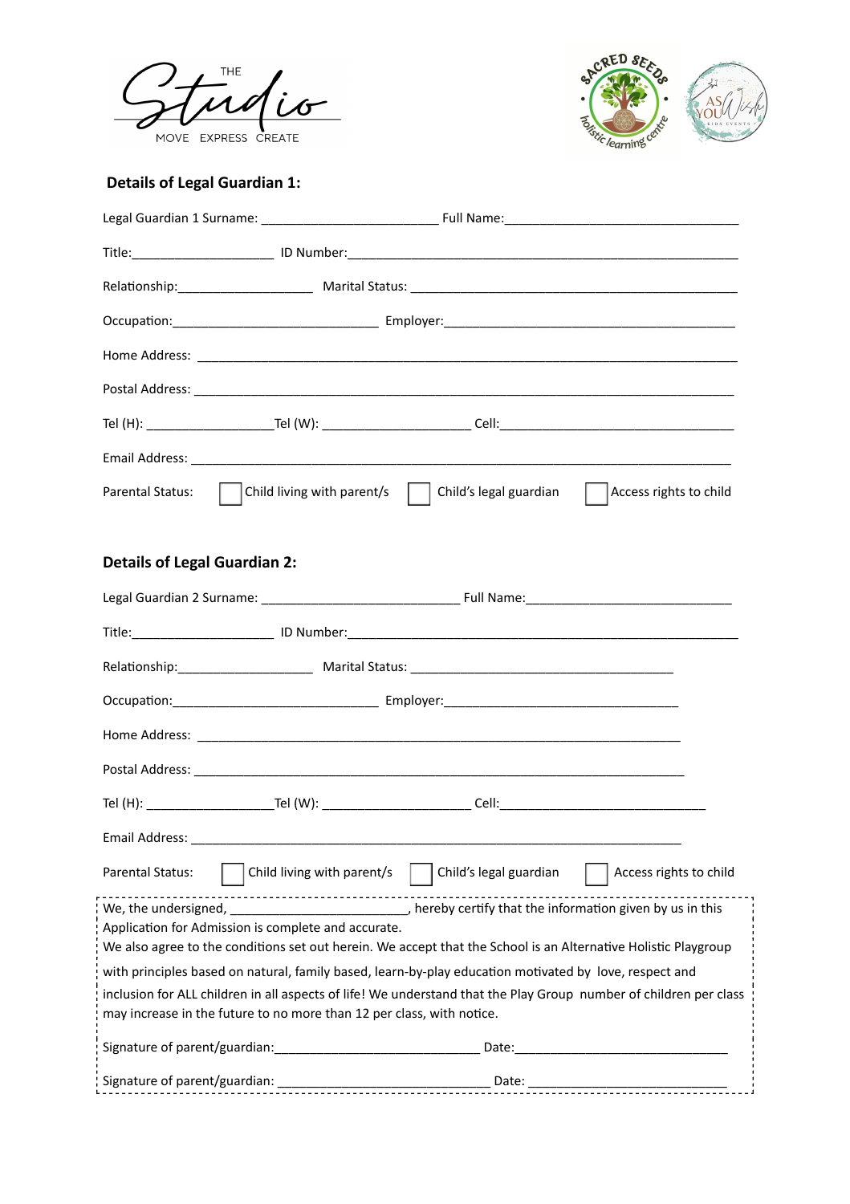THE Studio
MOVE EXPRESS CREATE

## Details of Legal Guardian 1:

Legal Guardian 1 Surname: _________________________ Full Name:_________________________________

Title:____________________ ID Number:_______________________________________________________

Relationship:___________________ Marital Status: _______________________________________________

Occupation:_____________________________ Employer:__________________________________________

Home Address: _________________________________________________________________________

Postal Address: _________________________________________________________________________

Tel (H): __________________Tel (W): _____________________ Cell:__________________________________

Email Address: __________________________________________________________________________

Parental Status: ☐ Child living with parent/s ☐ Child's legal guardian ☐ Access rights to child

## Details of Legal Guardian 2:

Legal Guardian 2 Surname: ____________________________ Full Name:____________________________

Title:____________________ ID Number:_______________________________________________________

Relationship:___________________ Marital Status: _____________________________________

Occupation:_____________________________ Employer:_________________________________

Home Address: _____________________________________________________________________

Postal Address: _____________________________________________________________________

Tel (H): __________________Tel (W): _____________________ Cell:_____________________________

Email Address: ______________________________________________________________________

Parental Status: ☐ Child living with parent/s ☐ Child's legal guardian ☐ Access rights to child

We, the undersigned, _________________________, hereby certify that the information given by us in this Application for Admission is complete and accurate.
We also agree to the conditions set out herein. We accept that the School is an Alternative Holistic Playgroup with principles based on natural, family based, learn-by-play education motivated by love, respect and inclusion for ALL children in all aspects of life! We understand that the Play Group number of children per class may increase in the future to no more than 12 per class, with notice.

Signature of parent/guardian:_____________________________ Date:______________________________

Signature of parent/guardian: ______________________________ Date: ____________________________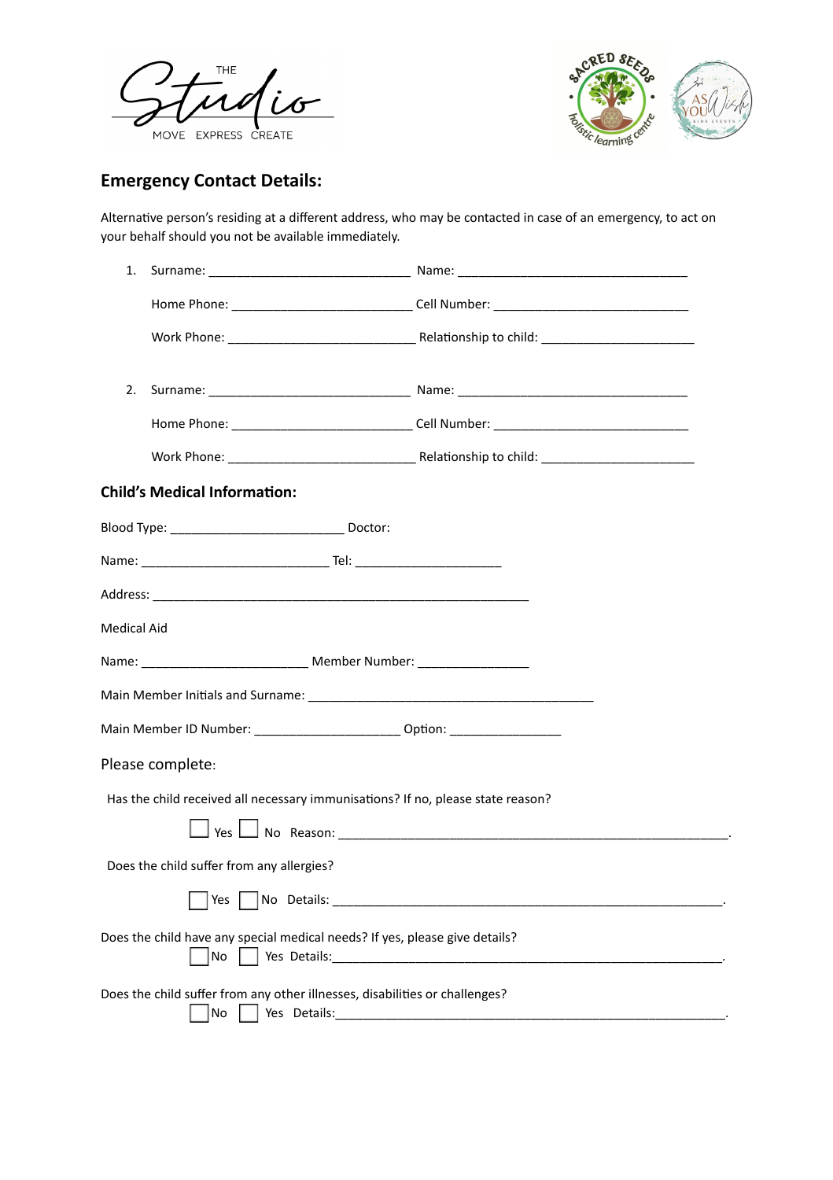## Emergency Contact Details:

Alternative person's residing at a different address, who may be contacted in case of an emergency, to act on your behalf should you not be available immediately.

1. Surname: ____________________________ Name: ________________________________

   Home Phone: _________________________ Cell Number: ___________________________

   Work Phone: __________________________ Relationship to child: _____________________

2. Surname: ____________________________ Name: ________________________________

   Home Phone: _________________________ Cell Number: ___________________________

   Work Phone: __________________________ Relationship to child: _____________________

## Child's Medical Information:

Blood Type: _________________________ Doctor:

Name: ___________________________ Tel: ____________________

Address: ______________________________________________________

Medical Aid

Name: ________________________ Member Number: ________________

Main Member Initials and Surname: _________________________________________

Main Member ID Number: _____________________ Option: ________________

Please complete:

Has the child received all necessary immunisations? If no, please state reason?

☐ Yes ☐ No Reason: _________________________________________________________.

Does the child suffer from any allergies?

☐ Yes ☐ No Details: _________________________________________________________.

Does the child have any special medical needs? If yes, please give details?

☐ No ☐ Yes Details: _________________________________________________________.

Does the child suffer from any other illnesses, disabilities or challenges?

☐ No ☐ Yes Details: _________________________________________________________.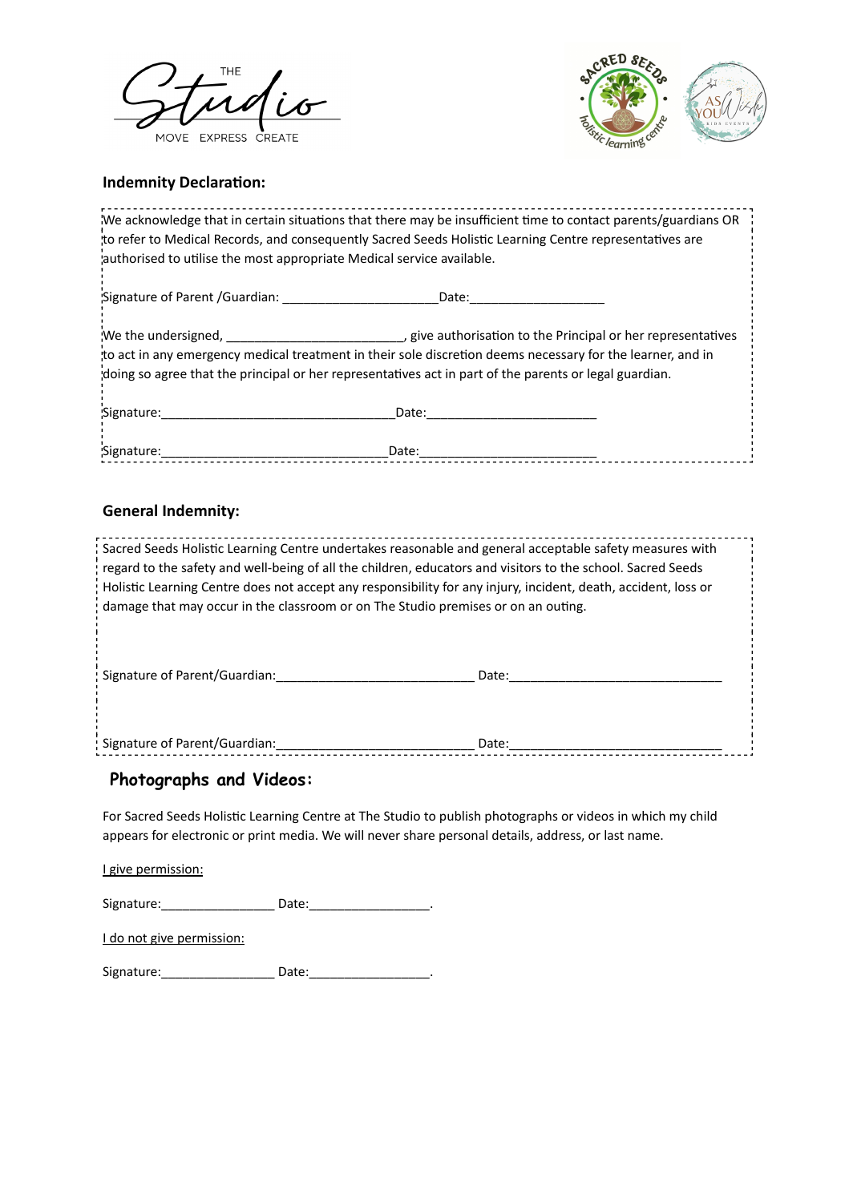## Indemnity Declaration:

We acknowledge that in certain situations that there may be insufficient time to contact parents/guardians OR to refer to Medical Records, and consequently Sacred Seeds Holistic Learning Centre representatives are authorised to utilise the most appropriate Medical service available.

Signature of Parent /Guardian: _____________________ Date:___________________

We the undersigned, ________________________, give authorisation to the Principal or her representatives to act in any emergency medical treatment in their sole discretion deems necessary for the learner, and in doing so agree that the principal or her representatives act in part of the parents or legal guardian.

Signature:________________________________ Date:________________________

Signature:________________________________ Date:________________________

## General Indemnity:

Sacred Seeds Holistic Learning Centre undertakes reasonable and general acceptable safety measures with regard to the safety and well-being of all the children, educators and visitors to the school. Sacred Seeds Holistic Learning Centre does not accept any responsibility for any injury, incident, death, accident, loss or damage that may occur in the classroom or on The Studio premises or on an outing.

Signature of Parent/Guardian:___________________________ Date:______________________________

Signature of Parent/Guardian:___________________________ Date:______________________________

## Photographs and Videos:

For Sacred Seeds Holistic Learning Centre at The Studio to publish photographs or videos in which my child appears for electronic or print media. We will never share personal details, address, or last name.

I give permission:

Signature:________________ Date:_________________.

I do not give permission:

Signature:________________ Date:_________________.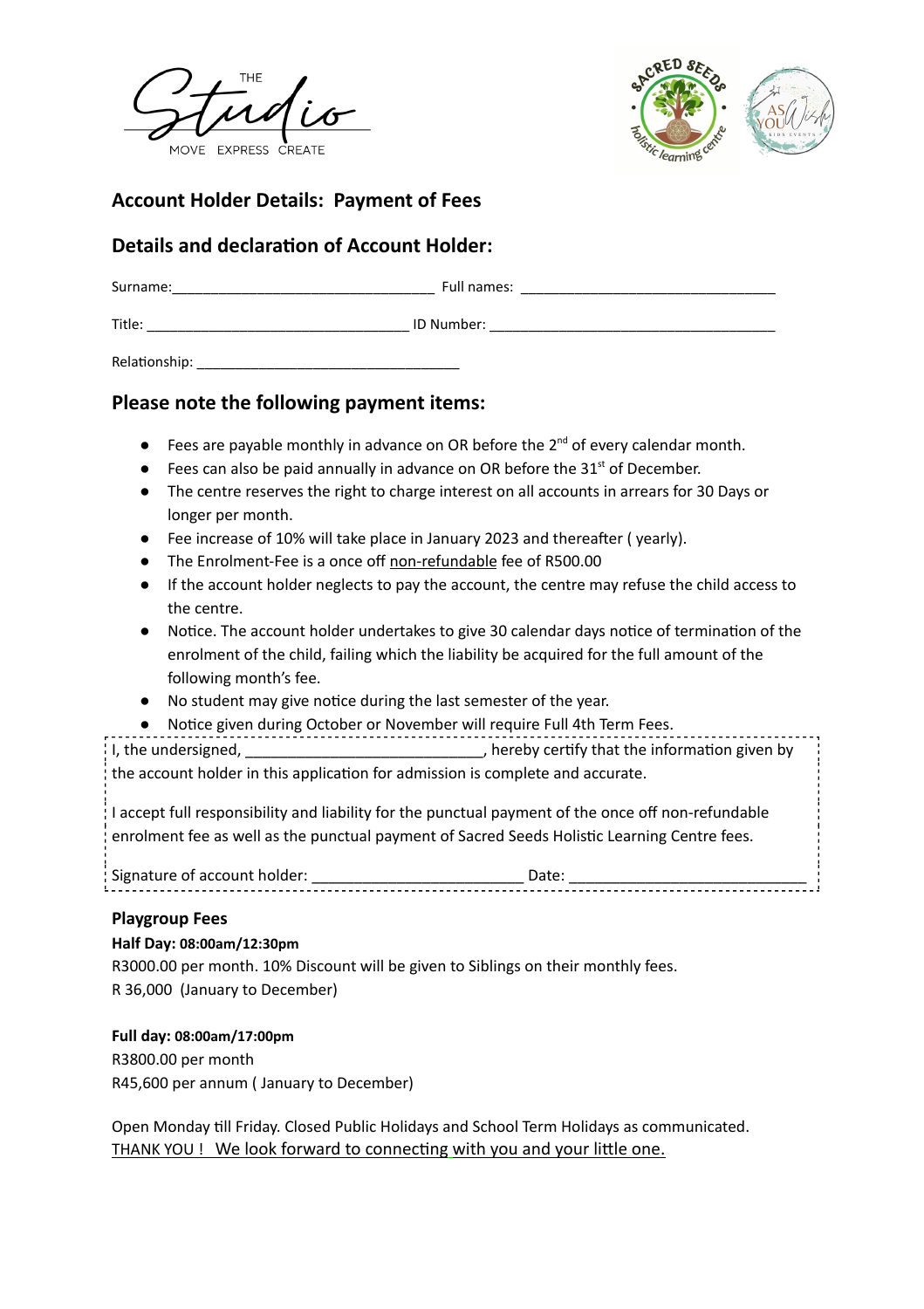THE Studio
MOVE EXPRESS CREATE

SACRED SEEDS holistic learning centre

AS YOU Wish KIDS EVENTS

## Account Holder Details: Payment of Fees

## Details and declaration of Account Holder:

Surname:_________________________________ Full names: _________________________________

Title: _________________________________ ID Number: _____________________________________

Relationship: _________________________________

## Please note the following payment items:

- Fees are payable monthly in advance on OR before the 2nd of every calendar month.
- Fees can also be paid annually in advance on OR before the 31st of December.
- The centre reserves the right to charge interest on all accounts in arrears for 30 Days or longer per month.
- Fee increase of 10% will take place in January 2023 and thereafter ( yearly).
- The Enrolment-Fee is a once off non-refundable fee of R500.00
- If the account holder neglects to pay the account, the centre may refuse the child access to the centre.
- Notice. The account holder undertakes to give 30 calendar days notice of termination of the enrolment of the child, failing which the liability be acquired for the full amount of the following month's fee.
- No student may give notice during the last semester of the year.
- Notice given during October or November will require Full 4th Term Fees.

I, the undersigned, ____________________________, hereby certify that the information given by the account holder in this application for admission is complete and accurate.

I accept full responsibility and liability for the punctual payment of the once off non-refundable enrolment fee as well as the punctual payment of Sacred Seeds Holistic Learning Centre fees.

Signature of account holder: _________________________ Date: ____________________________

### Playgroup Fees

**Half Day: 08:00am/12:30pm**

R3000.00 per month. 10% Discount will be given to Siblings on their monthly fees.
R 36,000 (January to December)

**Full day: 08:00am/17:00pm**

R3800.00 per month
R45,600 per annum ( January to December)

Open Monday till Friday. Closed Public Holidays and School Term Holidays as communicated.
THANK YOU ! We look forward to connecting with you and your little one.